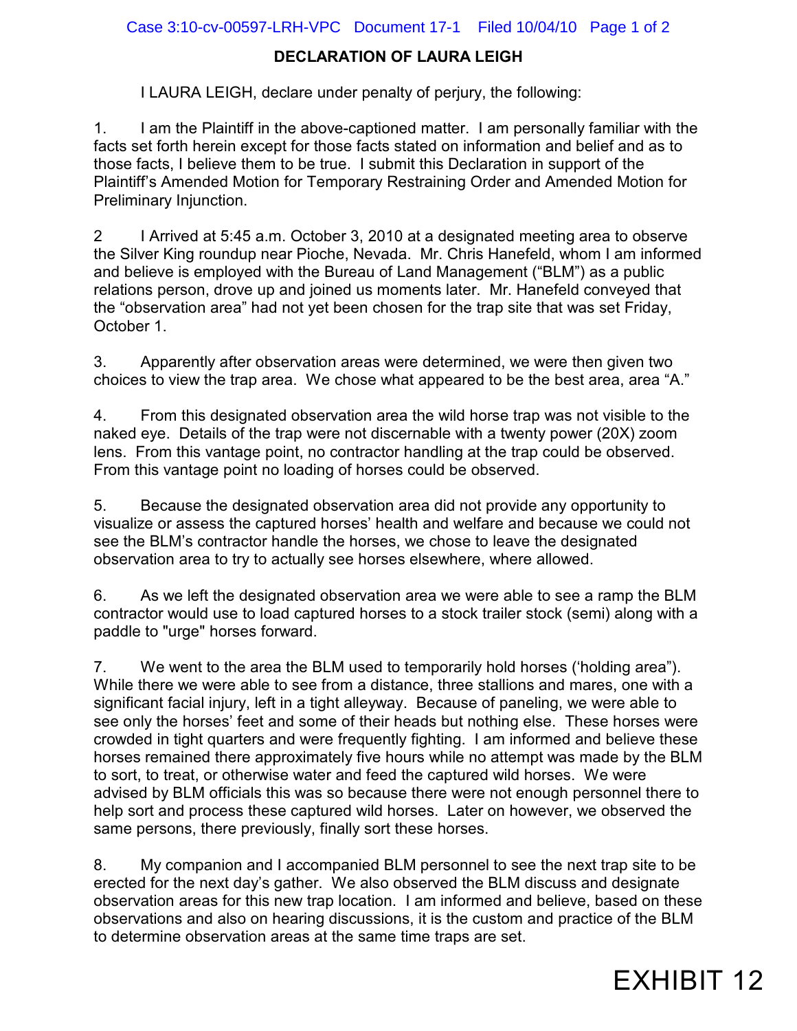# DECLARATION OF LAURA LEIGH

I LAURA LEIGH, declare under penalty of perjury, the following:

1. I am the Plaintiff in the above-captioned matter. I am personally familiar with the facts set forth herein except for those facts stated on information and belief and as to those facts, I believe them to be true. I submit this Declaration in support of the Plaintiff's Amended Motion for Temporary Restraining Order and Amended Motion for Preliminary Injunction.

2 I Arrived at 5:45 a.m. October 3, 2010 at a designated meeting area to observe the Silver King roundup near Pioche, Nevada. Mr. Chris Hanefeld, whom I am informed and believe is employed with the Bureau of Land Management ("BLM") as a public relations person, drove up and joined us moments later. Mr. Hanefeld conveyed that the "observation area" had not yet been chosen for the trap site that was set Friday, October 1.

3. Apparently after observation areas were determined, we were then given two choices to view the trap area. We chose what appeared to be the best area, area "A."

4. From this designated observation area the wild horse trap was not visible to the naked eye. Details of the trap were not discernable with a twenty power (20X) zoom lens. From this vantage point, no contractor handling at the trap could be observed. From this vantage point no loading of horses could be observed.

5. Because the designated observation area did not provide any opportunity to visualize or assess the captured horses' health and welfare and because we could not see the BLM's contractor handle the horses, we chose to leave the designated observation area to try to actually see horses elsewhere, where allowed.

6. As we left the designated observation area we were able to see a ramp the BLM contractor would use to load captured horses to a stock trailer stock (semi) along with a paddle to "urge" horses forward.

7. We went to the area the BLM used to temporarily hold horses ('holding area"). While there we were able to see from a distance, three stallions and mares, one with a significant facial injury, left in a tight alleyway. Because of paneling, we were able to see only the horses' feet and some of their heads but nothing else. These horses were crowded in tight quarters and were frequently fighting. I am informed and believe these horses remained there approximately five hours while no attempt was made by the BLM to sort, to treat, or otherwise water and feed the captured wild horses. We were advised by BLM officials this was so because there were not enough personnel there to help sort and process these captured wild horses. Later on however, we observed the same persons, there previously, finally sort these horses.

8. My companion and I accompanied BLM personnel to see the next trap site to be erected for the next day's gather. We also observed the BLM discuss and designate observation areas for this new trap location. I am informed and believe, based on these observations and also on hearing discussions, it is the custom and practice of the BLM to determine observation areas at the same time traps are set.

EXHIBIT 12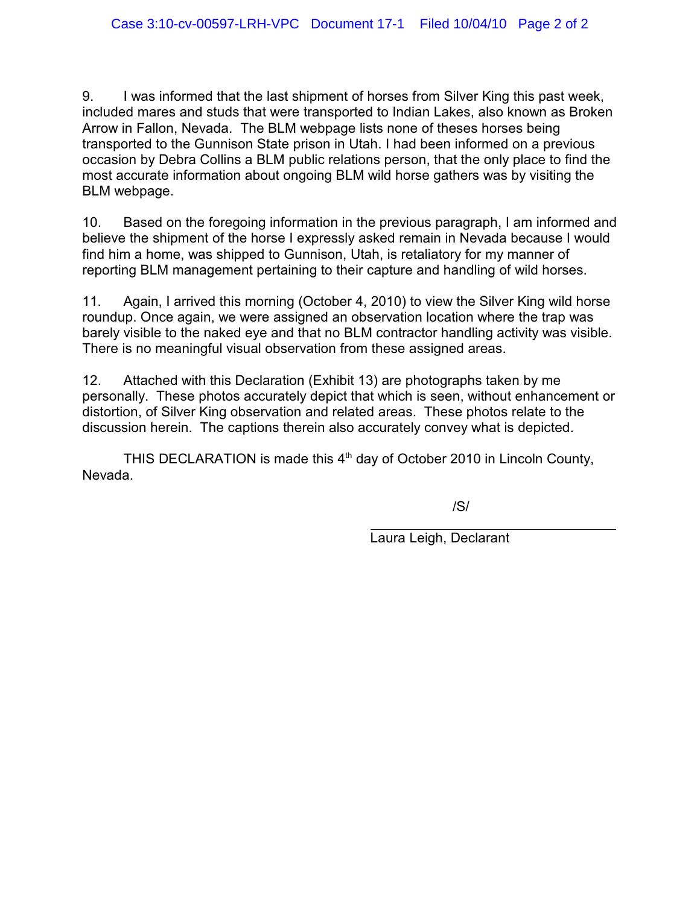9. I was informed that the last shipment of horses from Silver King this past week, included mares and studs that were transported to Indian Lakes, also known as Broken Arrow in Fallon, Nevada. The BLM webpage lists none of theses horses being transported to the Gunnison State prison in Utah. I had been informed on a previous occasion by Debra Collins a BLM public relations person, that the only place to find the most accurate information about ongoing BLM wild horse gathers was by visiting the BLM webpage.

10. Based on the foregoing information in the previous paragraph, I am informed and believe the shipment of the horse I expressly asked remain in Nevada because I would find him a home, was shipped to Gunnison, Utah, is retaliatory for my manner of reporting BLM management pertaining to their capture and handling of wild horses.

11. Again, I arrived this morning (October 4, 2010) to view the Silver King wild horse roundup. Once again, we were assigned an observation location where the trap was barely visible to the naked eye and that no BLM contractor handling activity was visible. There is no meaningful visual observation from these assigned areas.

12. Attached with this Declaration (Exhibit 13) are photographs taken by me personally. These photos accurately depict that which is seen, without enhancement or distortion, of Silver King observation and related areas. These photos relate to the discussion herein. The captions therein also accurately convey what is depicted.

THIS DECLARATION is made this 4th day of October 2010 in Lincoln County, Nevada.

/S/

Laura Leigh, Declarant